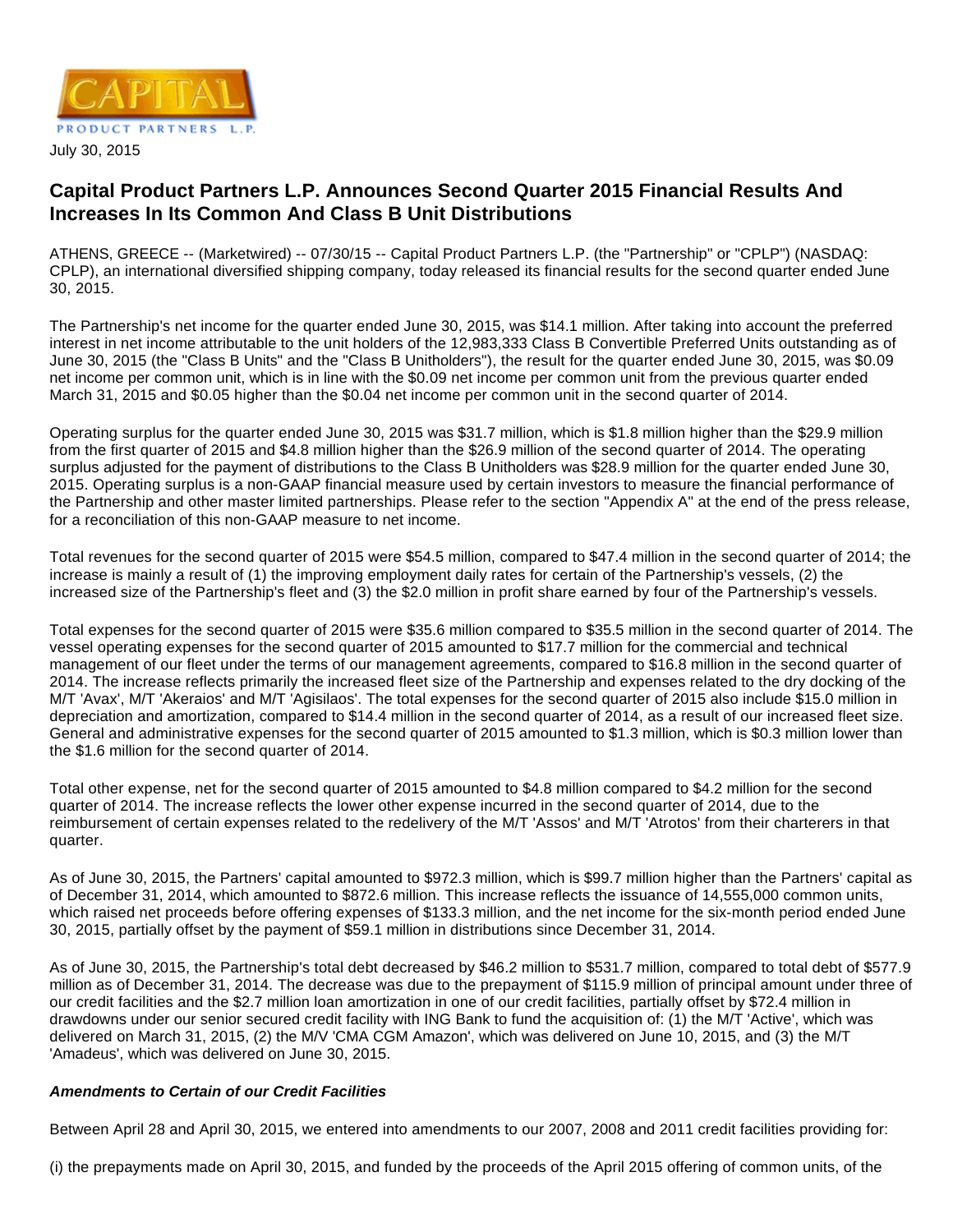July 30, 2015

# Capital Product Partners L.P. Announces Second Quarter 2015 Financial Results And Increases In Its Common And Class B Unit Distributions

ATHENS, GREECE -- (Marketwired) -- 07/30/15 -- Capital Product Partners L.P. (the "Partnership" or "CPLP") (NASDAQ: CPLP), an international diversified shipping company, today released its financial results for the second quarter ended June 30, 2015.

The Partnership's net income for the quarter ended June 30, 2015, was $14.1 million. After taking into account the preferred interest in net income attributable to the unit holders of the 12,983,333 Class B Convertible Preferred Units outstanding as of June 30, 2015 (the "Class B Units" and the "Class B Unitholders"), the result for the quarter ended June 30, 2015, was $0.09 net income per common unit, which is in line with the $0.09 net income per common unit from the previous quarter ended March 31, 2015 and $0.05 higher than the $0.04 net income per common unit in the second quarter of 2014.

Operating surplus for the quarter ended June 30, 2015 was $31.7 million, which is $1.8 million higher than the $29.9 million from the first quarter of 2015 and $4.8 million higher than the $26.9 million of the second quarter of 2014. The operating surplus adjusted for the payment of distributions to the Class B Unitholders was $28.9 million for the quarter ended June 30, 2015. Operating surplus is a non-GAAP financial measure used by certain investors to measure the financial performance of the Partnership and other master limited partnerships. Please refer to the section "Appendix A" at the end of the press release, for a reconciliation of this non-GAAP measure to net income.

Total revenues for the second quarter of 2015 were $54.5 million, compared to $47.4 million in the second quarter of 2014; the increase is mainly a result of (1) the improving employment daily rates for certain of the Partnership's vessels, (2) the increased size of the Partnership's fleet and (3) the $2.0 million in profit share earned by four of the Partnership's vessels.

Total expenses for the second quarter of 2015 were $35.6 million compared to $35.5 million in the second quarter of 2014. The vessel operating expenses for the second quarter of 2015 amounted to $17.7 million for the commercial and technical management of our fleet under the terms of our management agreements, compared to $16.8 million in the second quarter of 2014. The increase reflects primarily the increased fleet size of the Partnership and expenses related to the dry docking of the M/T 'Avax', M/T 'Akeraios' and M/T 'Agisilaos'. The total expenses for the second quarter of 2015 also include $15.0 million in depreciation and amortization, compared to $14.4 million in the second quarter of 2014, as a result of our increased fleet size. General and administrative expenses for the second quarter of 2015 amounted to $1.3 million, which is $0.3 million lower than the $1.6 million for the second quarter of 2014.

Total other expense, net for the second quarter of 2015 amounted to $4.8 million compared to $4.2 million for the second quarter of 2014. The increase reflects the lower other expense incurred in the second quarter of 2014, due to the reimbursement of certain expenses related to the redelivery of the M/T 'Assos' and M/T 'Atrotos' from their charterers in that quarter.

As of June 30, 2015, the Partners' capital amounted to $972.3 million, which is $99.7 million higher than the Partners' capital as of December 31, 2014, which amounted to $872.6 million. This increase reflects the issuance of 14,555,000 common units, which raised net proceeds before offering expenses of $133.3 million, and the net income for the six-month period ended June 30, 2015, partially offset by the payment of $59.1 million in distributions since December 31, 2014.

As of June 30, 2015, the Partnership's total debt decreased by $46.2 million to $531.7 million, compared to total debt of $577.9 million as of December 31, 2014. The decrease was due to the prepayment of $115.9 million of principal amount under three of our credit facilities and the $2.7 million loan amortization in one of our credit facilities, partially offset by $72.4 million in drawdowns under our senior secured credit facility with ING Bank to fund the acquisition of: (1) the M/T 'Active', which was delivered on March 31, 2015, (2) the M/V 'CMA CGM Amazon', which was delivered on June 10, 2015, and (3) the M/T 'Amadeus', which was delivered on June 30, 2015.

***Amendments to Certain of our Credit Facilities***

Between April 28 and April 30, 2015, we entered into amendments to our 2007, 2008 and 2011 credit facilities providing for:

(i) the prepayments made on April 30, 2015, and funded by the proceeds of the April 2015 offering of common units, of the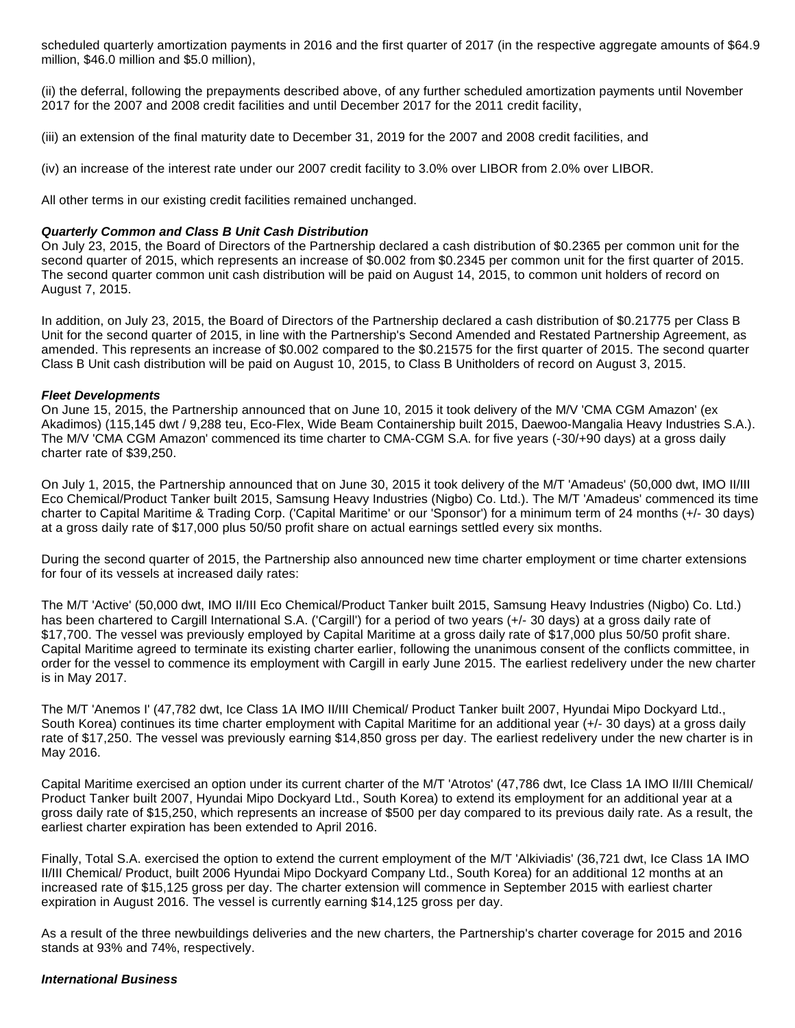scheduled quarterly amortization payments in 2016 and the first quarter of 2017 (in the respective aggregate amounts of $64.9 million, $46.0 million and $5.0 million),

(ii) the deferral, following the prepayments described above, of any further scheduled amortization payments until November 2017 for the 2007 and 2008 credit facilities and until December 2017 for the 2011 credit facility,

(iii) an extension of the final maturity date to December 31, 2019 for the 2007 and 2008 credit facilities, and

(iv) an increase of the interest rate under our 2007 credit facility to 3.0% over LIBOR from 2.0% over LIBOR.

All other terms in our existing credit facilities remained unchanged.

***Quarterly Common and Class B Unit Cash Distribution***

On July 23, 2015, the Board of Directors of the Partnership declared a cash distribution of $0.2365 per common unit for the second quarter of 2015, which represents an increase of $0.002 from $0.2345 per common unit for the first quarter of 2015. The second quarter common unit cash distribution will be paid on August 14, 2015, to common unit holders of record on August 7, 2015.

In addition, on July 23, 2015, the Board of Directors of the Partnership declared a cash distribution of $0.21775 per Class B Unit for the second quarter of 2015, in line with the Partnership's Second Amended and Restated Partnership Agreement, as amended. This represents an increase of $0.002 compared to the $0.21575 for the first quarter of 2015. The second quarter Class B Unit cash distribution will be paid on August 10, 2015, to Class B Unitholders of record on August 3, 2015.

***Fleet Developments***

On June 15, 2015, the Partnership announced that on June 10, 2015 it took delivery of the M/V 'CMA CGM Amazon' (ex Akadimos) (115,145 dwt / 9,288 teu, Eco-Flex, Wide Beam Containership built 2015, Daewoo-Mangalia Heavy Industries S.A.). The M/V 'CMA CGM Amazon' commenced its time charter to CMA-CGM S.A. for five years (-30/+90 days) at a gross daily charter rate of $39,250.

On July 1, 2015, the Partnership announced that on June 30, 2015 it took delivery of the M/T 'Amadeus' (50,000 dwt, IMO II/III Eco Chemical/Product Tanker built 2015, Samsung Heavy Industries (Nigbo) Co. Ltd.). The M/T 'Amadeus' commenced its time charter to Capital Maritime & Trading Corp. ('Capital Maritime' or our 'Sponsor') for a minimum term of 24 months (+/- 30 days) at a gross daily rate of $17,000 plus 50/50 profit share on actual earnings settled every six months.

During the second quarter of 2015, the Partnership also announced new time charter employment or time charter extensions for four of its vessels at increased daily rates:

The M/T 'Active' (50,000 dwt, IMO II/III Eco Chemical/Product Tanker built 2015, Samsung Heavy Industries (Nigbo) Co. Ltd.) has been chartered to Cargill International S.A. ('Cargill') for a period of two years (+/- 30 days) at a gross daily rate of $17,700. The vessel was previously employed by Capital Maritime at a gross daily rate of $17,000 plus 50/50 profit share. Capital Maritime agreed to terminate its existing charter earlier, following the unanimous consent of the conflicts committee, in order for the vessel to commence its employment with Cargill in early June 2015. The earliest redelivery under the new charter is in May 2017.

The M/T 'Anemos I' (47,782 dwt, Ice Class 1A IMO II/III Chemical/ Product Tanker built 2007, Hyundai Mipo Dockyard Ltd., South Korea) continues its time charter employment with Capital Maritime for an additional year (+/- 30 days) at a gross daily rate of $17,250. The vessel was previously earning $14,850 gross per day. The earliest redelivery under the new charter is in May 2016.

Capital Maritime exercised an option under its current charter of the M/T 'Atrotos' (47,786 dwt, Ice Class 1A IMO II/III Chemical/ Product Tanker built 2007, Hyundai Mipo Dockyard Ltd., South Korea) to extend its employment for an additional year at a gross daily rate of $15,250, which represents an increase of $500 per day compared to its previous daily rate. As a result, the earliest charter expiration has been extended to April 2016.

Finally, Total S.A. exercised the option to extend the current employment of the M/T 'Alkiviadis' (36,721 dwt, Ice Class 1A IMO II/III Chemical/ Product, built 2006 Hyundai Mipo Dockyard Company Ltd., South Korea) for an additional 12 months at an increased rate of $15,125 gross per day. The charter extension will commence in September 2015 with earliest charter expiration in August 2016. The vessel is currently earning $14,125 gross per day.

As a result of the three newbuildings deliveries and the new charters, the Partnership's charter coverage for 2015 and 2016 stands at 93% and 74%, respectively.

***International Business***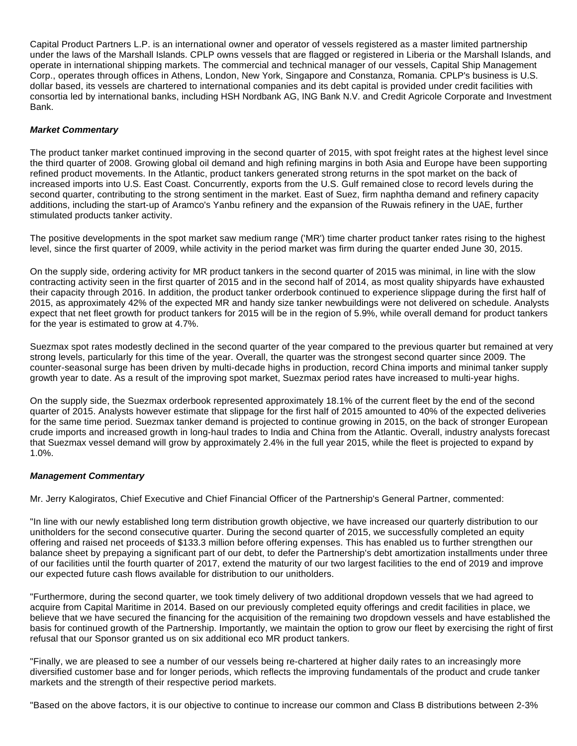Capital Product Partners L.P. is an international owner and operator of vessels registered as a master limited partnership under the laws of the Marshall Islands. CPLP owns vessels that are flagged or registered in Liberia or the Marshall Islands, and operate in international shipping markets. The commercial and technical manager of our vessels, Capital Ship Management Corp., operates through offices in Athens, London, New York, Singapore and Constanza, Romania. CPLP's business is U.S. dollar based, its vessels are chartered to international companies and its debt capital is provided under credit facilities with consortia led by international banks, including HSH Nordbank AG, ING Bank N.V. and Credit Agricole Corporate and Investment Bank.

***Market Commentary***

The product tanker market continued improving in the second quarter of 2015, with spot freight rates at the highest level since the third quarter of 2008. Growing global oil demand and high refining margins in both Asia and Europe have been supporting refined product movements. In the Atlantic, product tankers generated strong returns in the spot market on the back of increased imports into U.S. East Coast. Concurrently, exports from the U.S. Gulf remained close to record levels during the second quarter, contributing to the strong sentiment in the market. East of Suez, firm naphtha demand and refinery capacity additions, including the start-up of Aramco's Yanbu refinery and the expansion of the Ruwais refinery in the UAE, further stimulated products tanker activity.

The positive developments in the spot market saw medium range ('MR') time charter product tanker rates rising to the highest level, since the first quarter of 2009, while activity in the period market was firm during the quarter ended June 30, 2015.

On the supply side, ordering activity for MR product tankers in the second quarter of 2015 was minimal, in line with the slow contracting activity seen in the first quarter of 2015 and in the second half of 2014, as most quality shipyards have exhausted their capacity through 2016. In addition, the product tanker orderbook continued to experience slippage during the first half of 2015, as approximately 42% of the expected MR and handy size tanker newbuildings were not delivered on schedule. Analysts expect that net fleet growth for product tankers for 2015 will be in the region of 5.9%, while overall demand for product tankers for the year is estimated to grow at 4.7%.

Suezmax spot rates modestly declined in the second quarter of the year compared to the previous quarter but remained at very strong levels, particularly for this time of the year. Overall, the quarter was the strongest second quarter since 2009. The counter-seasonal surge has been driven by multi-decade highs in production, record China imports and minimal tanker supply growth year to date. As a result of the improving spot market, Suezmax period rates have increased to multi-year highs.

On the supply side, the Suezmax orderbook represented approximately 18.1% of the current fleet by the end of the second quarter of 2015. Analysts however estimate that slippage for the first half of 2015 amounted to 40% of the expected deliveries for the same time period. Suezmax tanker demand is projected to continue growing in 2015, on the back of stronger European crude imports and increased growth in long-haul trades to India and China from the Atlantic. Overall, industry analysts forecast that Suezmax vessel demand will grow by approximately 2.4% in the full year 2015, while the fleet is projected to expand by 1.0%.

***Management Commentary***

Mr. Jerry Kalogiratos, Chief Executive and Chief Financial Officer of the Partnership's General Partner, commented:

"In line with our newly established long term distribution growth objective, we have increased our quarterly distribution to our unitholders for the second consecutive quarter. During the second quarter of 2015, we successfully completed an equity offering and raised net proceeds of $133.3 million before offering expenses. This has enabled us to further strengthen our balance sheet by prepaying a significant part of our debt, to defer the Partnership's debt amortization installments under three of our facilities until the fourth quarter of 2017, extend the maturity of our two largest facilities to the end of 2019 and improve our expected future cash flows available for distribution to our unitholders.

"Furthermore, during the second quarter, we took timely delivery of two additional dropdown vessels that we had agreed to acquire from Capital Maritime in 2014. Based on our previously completed equity offerings and credit facilities in place, we believe that we have secured the financing for the acquisition of the remaining two dropdown vessels and have established the basis for continued growth of the Partnership. Importantly, we maintain the option to grow our fleet by exercising the right of first refusal that our Sponsor granted us on six additional eco MR product tankers.

"Finally, we are pleased to see a number of our vessels being re-chartered at higher daily rates to an increasingly more diversified customer base and for longer periods, which reflects the improving fundamentals of the product and crude tanker markets and the strength of their respective period markets.

"Based on the above factors, it is our objective to continue to increase our common and Class B distributions between 2-3%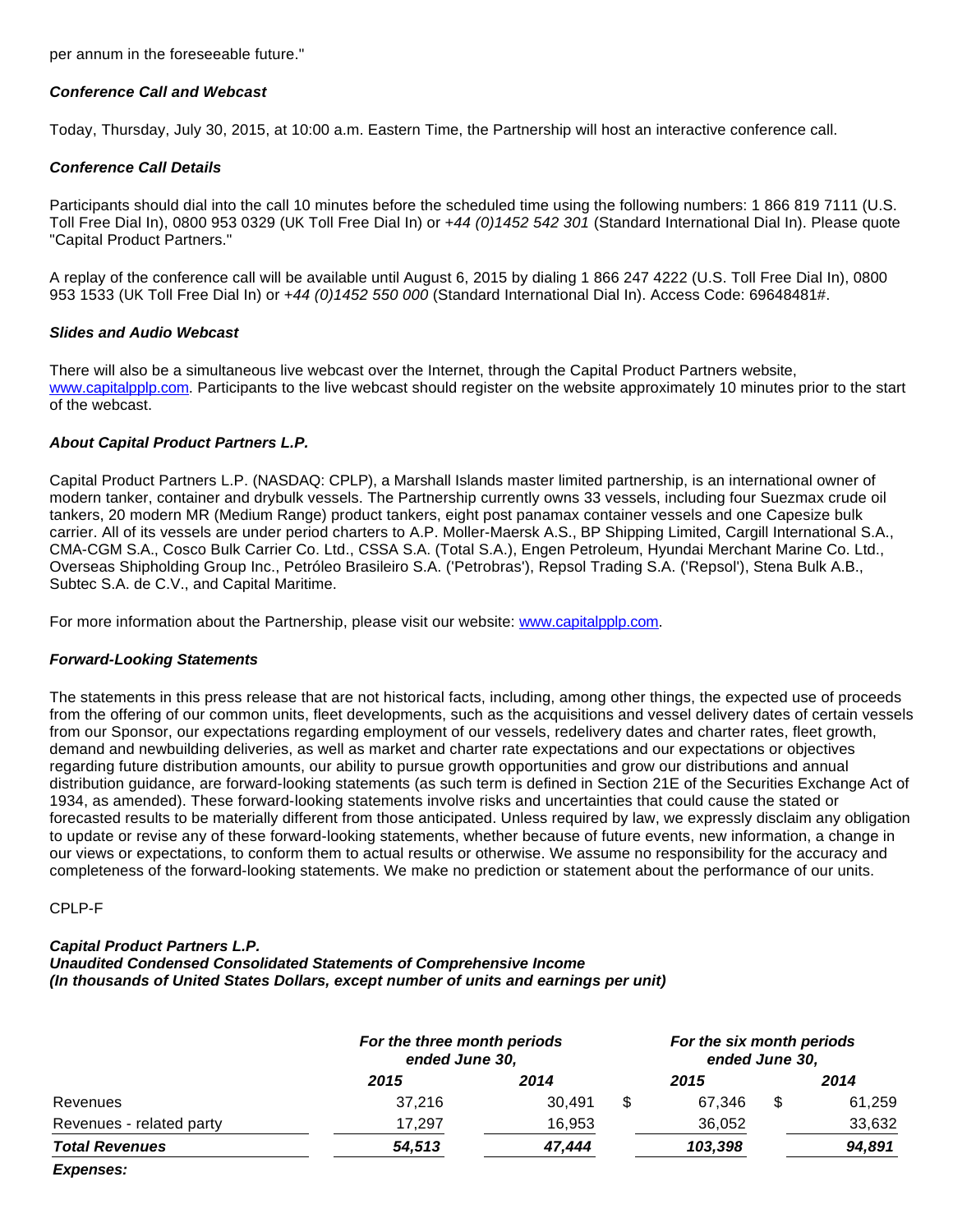per annum in the foreseeable future."

***Conference Call and Webcast***

Today, Thursday, July 30, 2015, at 10:00 a.m. Eastern Time, the Partnership will host an interactive conference call.

***Conference Call Details***

Participants should dial into the call 10 minutes before the scheduled time using the following numbers: 1 866 819 7111 (U.S. Toll Free Dial In), 0800 953 0329 (UK Toll Free Dial In) or *+44 (0)1452 542 301* (Standard International Dial In). Please quote "Capital Product Partners."

A replay of the conference call will be available until August 6, 2015 by dialing 1 866 247 4222 (U.S. Toll Free Dial In), 0800 953 1533 (UK Toll Free Dial In) or *+44 (0)1452 550 000* (Standard International Dial In). Access Code: 69648481#.

***Slides and Audio Webcast***

There will also be a simultaneous live webcast over the Internet, through the Capital Product Partners website, www.capitalpplp.com. Participants to the live webcast should register on the website approximately 10 minutes prior to the start of the webcast.

***About Capital Product Partners L.P.***

Capital Product Partners L.P. (NASDAQ: CPLP), a Marshall Islands master limited partnership, is an international owner of modern tanker, container and drybulk vessels. The Partnership currently owns 33 vessels, including four Suezmax crude oil tankers, 20 modern MR (Medium Range) product tankers, eight post panamax container vessels and one Capesize bulk carrier. All of its vessels are under period charters to A.P. Moller-Maersk A.S., BP Shipping Limited, Cargill International S.A., CMA-CGM S.A., Cosco Bulk Carrier Co. Ltd., CSSA S.A. (Total S.A.), Engen Petroleum, Hyundai Merchant Marine Co. Ltd., Overseas Shipholding Group Inc., Petróleo Brasileiro S.A. ('Petrobras'), Repsol Trading S.A. ('Repsol'), Stena Bulk A.B., Subtec S.A. de C.V., and Capital Maritime.

For more information about the Partnership, please visit our website: www.capitalpplp.com.

***Forward-Looking Statements***

The statements in this press release that are not historical facts, including, among other things, the expected use of proceeds from the offering of our common units, fleet developments, such as the acquisitions and vessel delivery dates of certain vessels from our Sponsor, our expectations regarding employment of our vessels, redelivery dates and charter rates, fleet growth, demand and newbuilding deliveries, as well as market and charter rate expectations and our expectations or objectives regarding future distribution amounts, our ability to pursue growth opportunities and grow our distributions and annual distribution guidance, are forward-looking statements (as such term is defined in Section 21E of the Securities Exchange Act of 1934, as amended). These forward-looking statements involve risks and uncertainties that could cause the stated or forecasted results to be materially different from those anticipated. Unless required by law, we expressly disclaim any obligation to update or revise any of these forward-looking statements, whether because of future events, new information, a change in our views or expectations, to conform them to actual results or otherwise. We assume no responsibility for the accuracy and completeness of the forward-looking statements. We make no prediction or statement about the performance of our units.

CPLP-F

***Capital Product Partners L.P.***
***Unaudited Condensed Consolidated Statements of Comprehensive Income***
***(In thousands of United States Dollars, except number of units and earnings per unit)***

| | *For the three month periods ended June 30,* | | *For the six month periods ended June 30,* | |
|---|---|---|---|---|
| | *2015* | *2014* | *2015* | *2014* |
| Revenues | 37,216 | 30,491 | $ 67,346 | $ 61,259 |
| Revenues - related party | 17,297 | 16,953 | 36,052 | 33,632 |
| ***Total Revenues*** | ***54,513*** | ***47,444*** | ***103,398*** | ***94,891*** |
| ***Expenses:*** | | | | |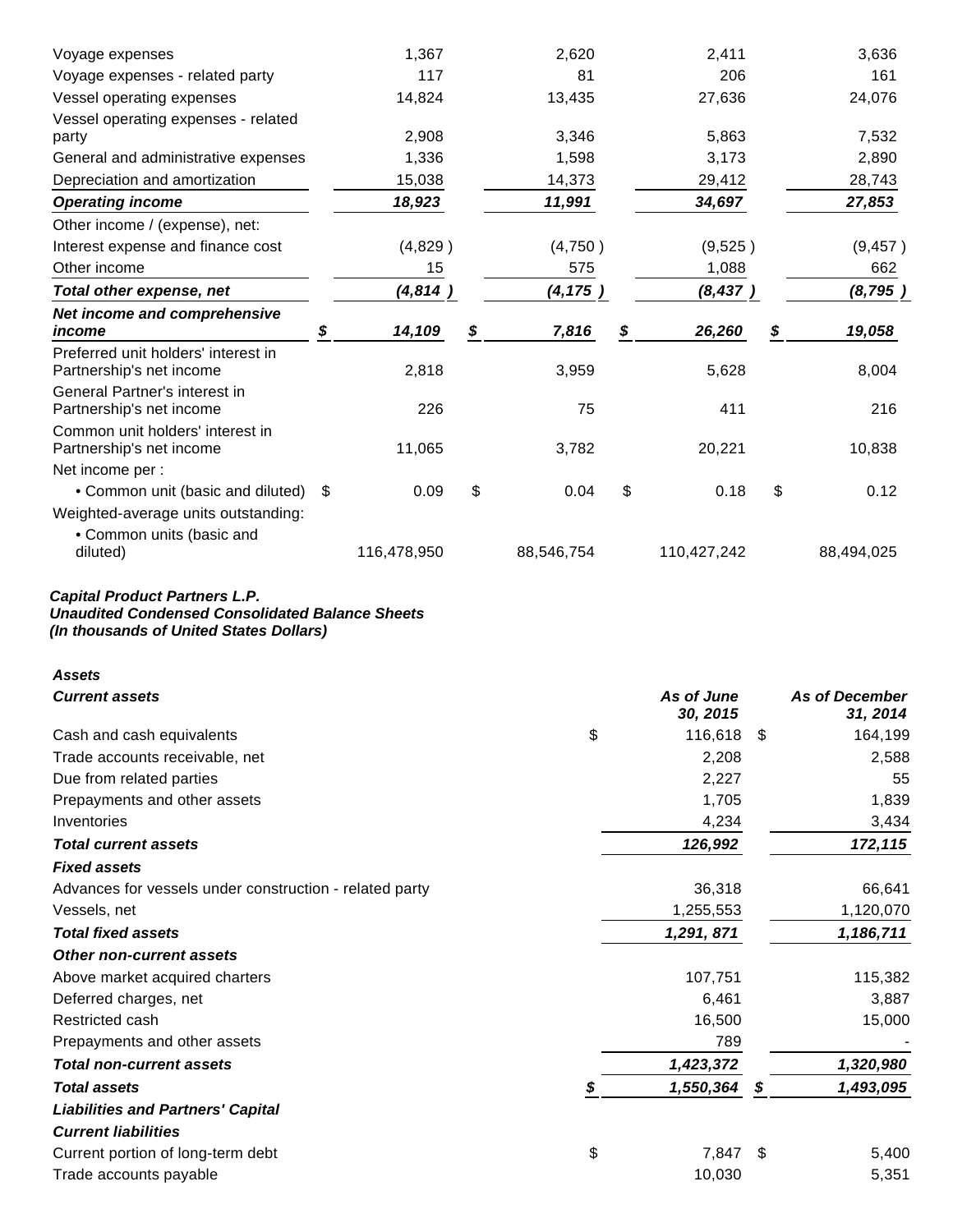| | | | | |
|---|---|---|---|---|
| Voyage expenses | 1,367 | 2,620 | 2,411 | 3,636 |
| Voyage expenses - related party | 117 | 81 | 206 | 161 |
| Vessel operating expenses | 14,824 | 13,435 | 27,636 | 24,076 |
| Vessel operating expenses - related party | 2,908 | 3,346 | 5,863 | 7,532 |
| General and administrative expenses | 1,336 | 1,598 | 3,173 | 2,890 |
| Depreciation and amortization | 15,038 | 14,373 | 29,412 | 28,743 |
| ***Operating income*** | ***18,923*** | ***11,991*** | ***34,697*** | ***27,853*** |
| Other income / (expense), net: | | | | |
| Interest expense and finance cost | (4,829 ) | (4,750 ) | (9,525 ) | (9,457 ) |
| Other income | 15 | 575 | 1,088 | 662 |
| ***Total other expense, net*** | ***(4,814 )*** | ***(4,175 )*** | ***(8,437 )*** | ***(8,795 )*** |
| ***Net income and comprehensive income*** | ***$ 14,109*** | ***$ 7,816*** | ***$ 26,260*** | ***$ 19,058*** |
| Preferred unit holders' interest in Partnership's net income | 2,818 | 3,959 | 5,628 | 8,004 |
| General Partner's interest in Partnership's net income | 226 | 75 | 411 | 216 |
| Common unit holders' interest in Partnership's net income | 11,065 | 3,782 | 20,221 | 10,838 |
| Net income per : | | | | |
| • Common unit (basic and diluted) | $ 0.09 | $ 0.04 | $ 0.18 | $ 0.12 |
| Weighted-average units outstanding: | | | | |
| • Common units (basic and diluted) | 116,478,950 | 88,546,754 | 110,427,242 | 88,494,025 |

***Capital Product Partners L.P.***
***Unaudited Condensed Consolidated Balance Sheets***
***(In thousands of United States Dollars)***

| ***Assets*** | | |
|---|---|---|
| ***Current assets*** | ***As of June 30, 2015*** | ***As of December 31, 2014*** |
| Cash and cash equivalents | $ 116,618 | $ 164,199 |
| Trade accounts receivable, net | 2,208 | 2,588 |
| Due from related parties | 2,227 | 55 |
| Prepayments and other assets | 1,705 | 1,839 |
| Inventories | 4,234 | 3,434 |
| ***Total current assets*** | ***126,992*** | ***172,115*** |
| ***Fixed assets*** | | |
| Advances for vessels under construction - related party | 36,318 | 66,641 |
| Vessels, net | 1,255,553 | 1,120,070 |
| ***Total fixed assets*** | ***1,291, 871*** | ***1,186,711*** |
| ***Other non-current assets*** | | |
| Above market acquired charters | 107,751 | 115,382 |
| Deferred charges, net | 6,461 | 3,887 |
| Restricted cash | 16,500 | 15,000 |
| Prepayments and other assets | 789 | - |
| ***Total non-current assets*** | ***1,423,372*** | ***1,320,980*** |
| ***Total assets*** | ***$ 1,550,364*** | ***$ 1,493,095*** |
| ***Liabilities and Partners' Capital*** | | |
| ***Current liabilities*** | | |
| Current portion of long-term debt | $ 7,847 | $ 5,400 |
| Trade accounts payable | 10,030 | 5,351 |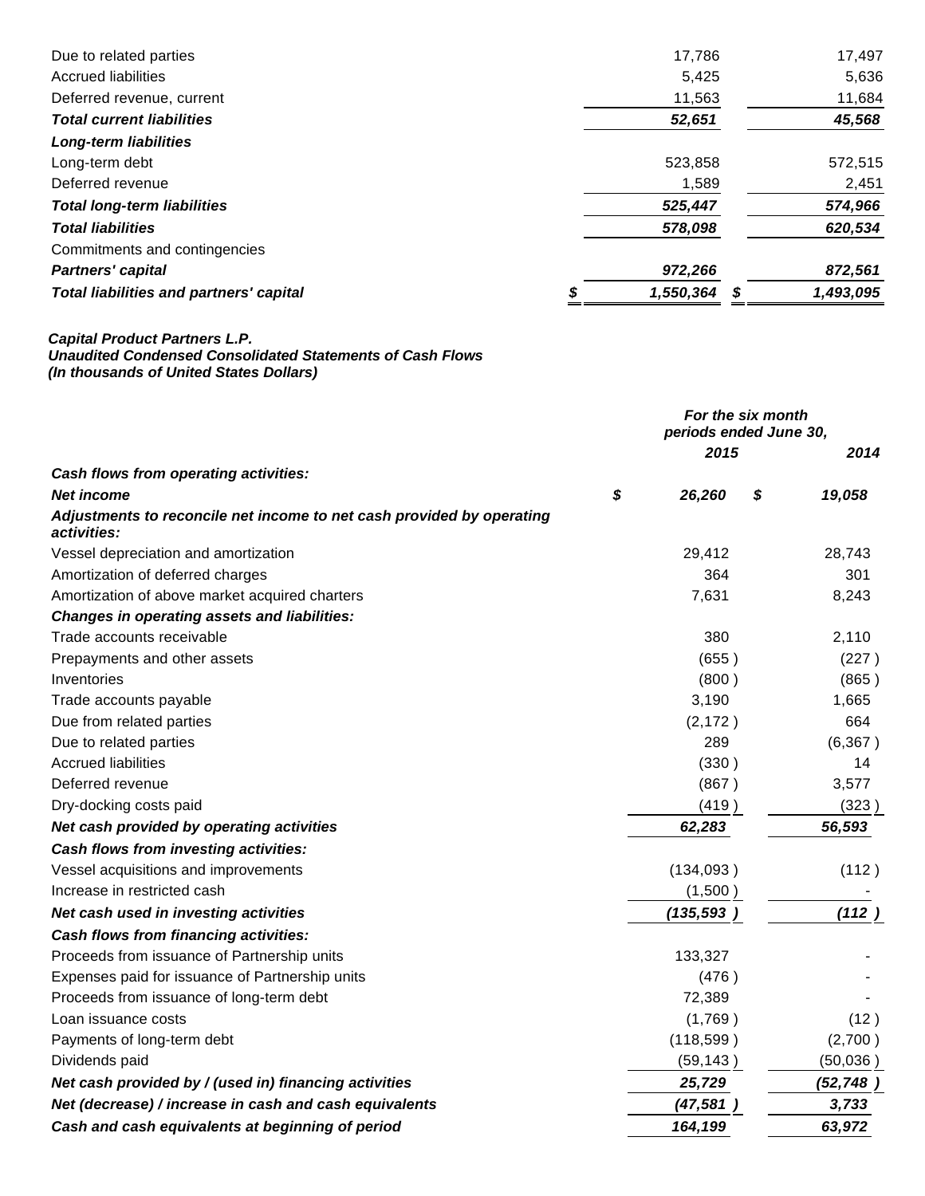| | | |
|---|---|---|
| Due to related parties | 17,786 | 17,497 |
| Accrued liabilities | 5,425 | 5,636 |
| Deferred revenue, current | 11,563 | 11,684 |
| ***Total current liabilities*** | ***52,651*** | ***45,568*** |
| ***Long-term liabilities*** | | |
| Long-term debt | 523,858 | 572,515 |
| Deferred revenue | 1,589 | 2,451 |
| ***Total long-term liabilities*** | ***525,447*** | ***574,966*** |
| ***Total liabilities*** | ***578,098*** | ***620,534*** |
| Commitments and contingencies | | |
| ***Partners' capital*** | ***972,266*** | ***872,561*** |
| ***Total liabilities and partners' capital*** | ***$ 1,550,364*** | ***$ 1,493,095*** |

***Capital Product Partners L.P.***
***Unaudited Condensed Consolidated Statements of Cash Flows***
***(In thousands of United States Dollars)***

| | *For the six month periods ended June 30,* | |
|---|---|---|
| | ***2015*** | ***2014*** |
| ***Cash flows from operating activities:*** | | |
| ***Net income*** | ***$ 26,260*** | ***$ 19,058*** |
| ***Adjustments to reconcile net income to net cash provided by operating activities:*** | | |
| Vessel depreciation and amortization | 29,412 | 28,743 |
| Amortization of deferred charges | 364 | 301 |
| Amortization of above market acquired charters | 7,631 | 8,243 |
| ***Changes in operating assets and liabilities:*** | | |
| Trade accounts receivable | 380 | 2,110 |
| Prepayments and other assets | (655 ) | (227 ) |
| Inventories | (800 ) | (865 ) |
| Trade accounts payable | 3,190 | 1,665 |
| Due from related parties | (2,172 ) | 664 |
| Due to related parties | 289 | (6,367 ) |
| Accrued liabilities | (330 ) | 14 |
| Deferred revenue | (867 ) | 3,577 |
| Dry-docking costs paid | (419 ) | (323 ) |
| ***Net cash provided by operating activities*** | ***62,283*** | ***56,593*** |
| ***Cash flows from investing activities:*** | | |
| Vessel acquisitions and improvements | (134,093 ) | (112 ) |
| Increase in restricted cash | (1,500 ) | - |
| ***Net cash used in investing activities*** | ***(135,593 )*** | ***(112 )*** |
| ***Cash flows from financing activities:*** | | |
| Proceeds from issuance of Partnership units | 133,327 | - |
| Expenses paid for issuance of Partnership units | (476 ) | - |
| Proceeds from issuance of long-term debt | 72,389 | - |
| Loan issuance costs | (1,769 ) | (12 ) |
| Payments of long-term debt | (118,599 ) | (2,700 ) |
| Dividends paid | (59,143 ) | (50,036 ) |
| ***Net cash provided by / (used in) financing activities*** | ***25,729*** | ***(52,748 )*** |
| ***Net (decrease) / increase in cash and cash equivalents*** | ***(47,581 )*** | ***3,733*** |
| ***Cash and cash equivalents at beginning of period*** | ***164,199*** | ***63,972*** |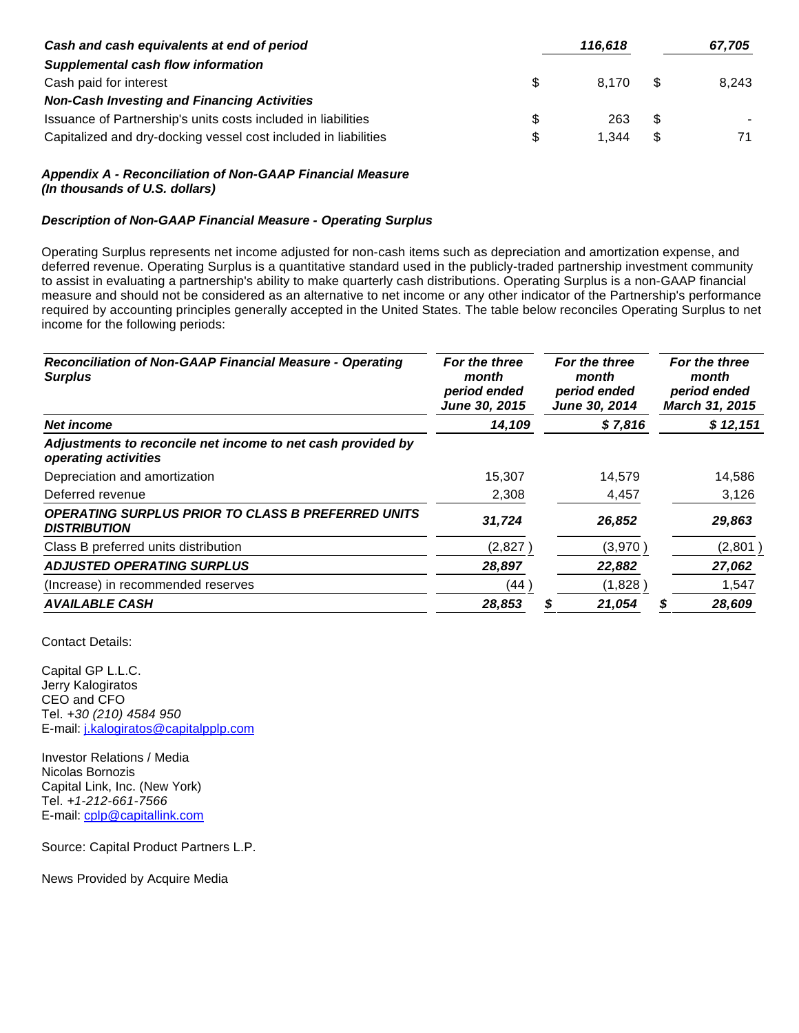| | | | | |
|---|---|---|---|---|
| ***Cash and cash equivalents at end of period*** | | ***116,618*** | | ***67,705*** |
| ***Supplemental cash flow information*** | | | | |
| Cash paid for interest | $ | 8,170 | $ | 8,243 |
| ***Non-Cash Investing and Financing Activities*** | | | | |
| Issuance of Partnership's units costs included in liabilities | $ | 263 | $ | - |
| Capitalized and dry-docking vessel cost included in liabilities | $ | 1,344 | $ | 71 |

***Appendix A - Reconciliation of Non-GAAP Financial Measure***
***(In thousands of U.S. dollars)***

***Description of Non-GAAP Financial Measure - Operating Surplus***

Operating Surplus represents net income adjusted for non-cash items such as depreciation and amortization expense, and deferred revenue. Operating Surplus is a quantitative standard used in the publicly-traded partnership investment community to assist in evaluating a partnership's ability to make quarterly cash distributions. Operating Surplus is a non-GAAP financial measure and should not be considered as an alternative to net income or any other indicator of the Partnership's performance required by accounting principles generally accepted in the United States. The table below reconciles Operating Surplus to net income for the following periods:

| ***Reconciliation of Non-GAAP Financial Measure - Operating Surplus*** | ***For the three month period ended June 30, 2015*** | ***For the three month period ended June 30, 2014*** | ***For the three month period ended March 31, 2015*** |
|---|---|---|---|
| ***Net income*** | ***14,109*** | ***$ 7,816*** | ***$ 12,151*** |
| ***Adjustments to reconcile net income to net cash provided by operating activities*** | | | |
| Depreciation and amortization | 15,307 | 14,579 | 14,586 |
| Deferred revenue | 2,308 | 4,457 | 3,126 |
| ***OPERATING SURPLUS PRIOR TO CLASS B PREFERRED UNITS DISTRIBUTION*** | ***31,724*** | ***26,852*** | ***29,863*** |
| Class B preferred units distribution | (2,827 ) | (3,970 ) | (2,801 ) |
| ***ADJUSTED OPERATING SURPLUS*** | ***28,897*** | ***22,882*** | ***27,062*** |
| (Increase) in recommended reserves | (44 ) | (1,828 ) | 1,547 |
| ***AVAILABLE CASH*** | ***28,853*** | ***$ 21,054*** | ***$ 28,609*** |

Contact Details:

Capital GP L.L.C.
Jerry Kalogiratos
CEO and CFO
Tel. *+30 (210) 4584 950*
E-mail: j.kalogiratos@capitalpplp.com

Investor Relations / Media
Nicolas Bornozis
Capital Link, Inc. (New York)
Tel. *+1-212-661-7566*
E-mail: cplp@capitallink.com

Source: Capital Product Partners L.P.

News Provided by Acquire Media